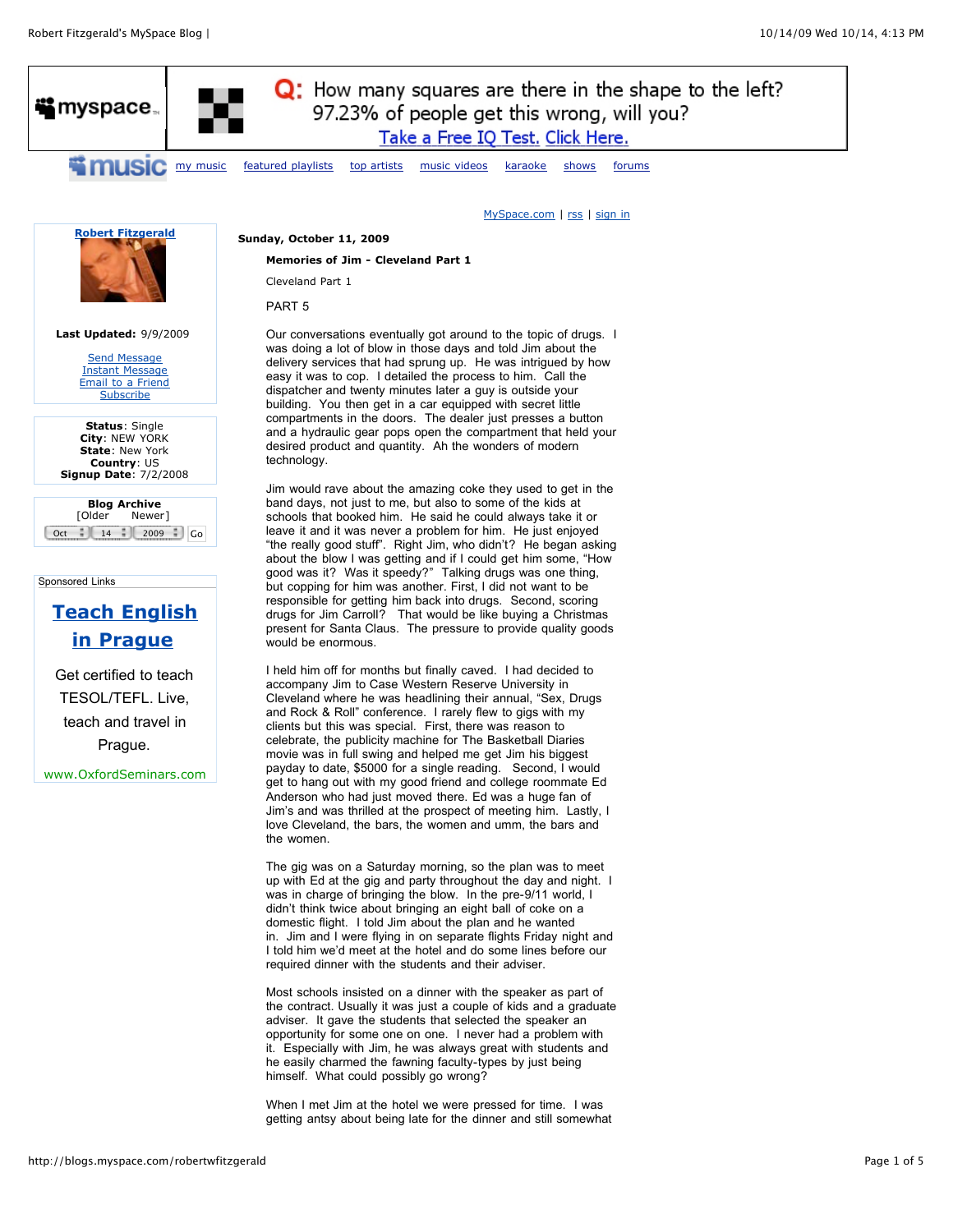Robert Fitzgerald

Last Updated: 9/9/2009

Send Message
Instant Message
Email to a Friend
Subscribe

**Status**: Single
**City**: NEW YORK
**State**: New York
**Country**: US
**Signup Date**: 7/2/2008

**Blog Archive**
[Older Newer]

Sunday, October 11, 2009

**Memories of Jim - Cleveland Part 1**

Cleveland Part 1

PART 5

Our conversations eventually got around to the topic of drugs. I was doing a lot of blow in those days and told Jim about the delivery services that had sprung up. He was intrigued by how easy it was to cop. I detailed the process to him. Call the dispatcher and twenty minutes later a guy is outside your building. You then get in a car equipped with secret little compartments in the doors. The dealer just presses a button and a hydraulic gear pops open the compartment that held your desired product and quantity. Ah the wonders of modern technology.

Jim would rave about the amazing coke they used to get in the band days, not just to me, but also to some of the kids at schools that booked him. He said he could always take it or leave it and it was never a problem for him. He just enjoyed "the really good stuff". Right Jim, who didn't? He began asking about the blow I was getting and if I could get him some, "How good was it? Was it speedy?" Talking drugs was one thing, but copping for him was another. First, I did not want to be responsible for getting him back into drugs. Second, scoring drugs for Jim Carroll? That would be like buying a Christmas present for Santa Claus. The pressure to provide quality goods would be enormous.

I held him off for months but finally caved. I had decided to accompany Jim to Case Western Reserve University in Cleveland where he was headlining their annual, "Sex, Drugs and Rock & Roll" conference. I rarely flew to gigs with my clients but this was special. First, there was reason to celebrate, the publicity machine for The Basketball Diaries movie was in full swing and helped me get Jim his biggest payday to date, $5000 for a single reading. Second, I would get to hang out with my good friend and college roommate Ed Anderson who had just moved there. Ed was a huge fan of Jim's and was thrilled at the prospect of meeting him. Lastly, I love Cleveland, the bars, the women and umm, the bars and the women.

The gig was on a Saturday morning, so the plan was to meet up with Ed at the gig and party throughout the day and night. I was in charge of bringing the blow. In the pre-9/11 world, I didn't think twice about bringing an eight ball of coke on a domestic flight. I told Jim about the plan and he wanted in. Jim and I were flying in on separate flights Friday night and I told him we'd meet at the hotel and do some lines before our required dinner with the students and their adviser.

Most schools insisted on a dinner with the speaker as part of the contract. Usually it was just a couple of kids and a graduate adviser. It gave the students that selected the speaker an opportunity for some one on one. I never had a problem with it. Especially with Jim, he was always great with students and he easily charmed the fawning faculty-types by just being himself. What could possibly go wrong?

When I met Jim at the hotel we were pressed for time. I was getting antsy about being late for the dinner and still somewhat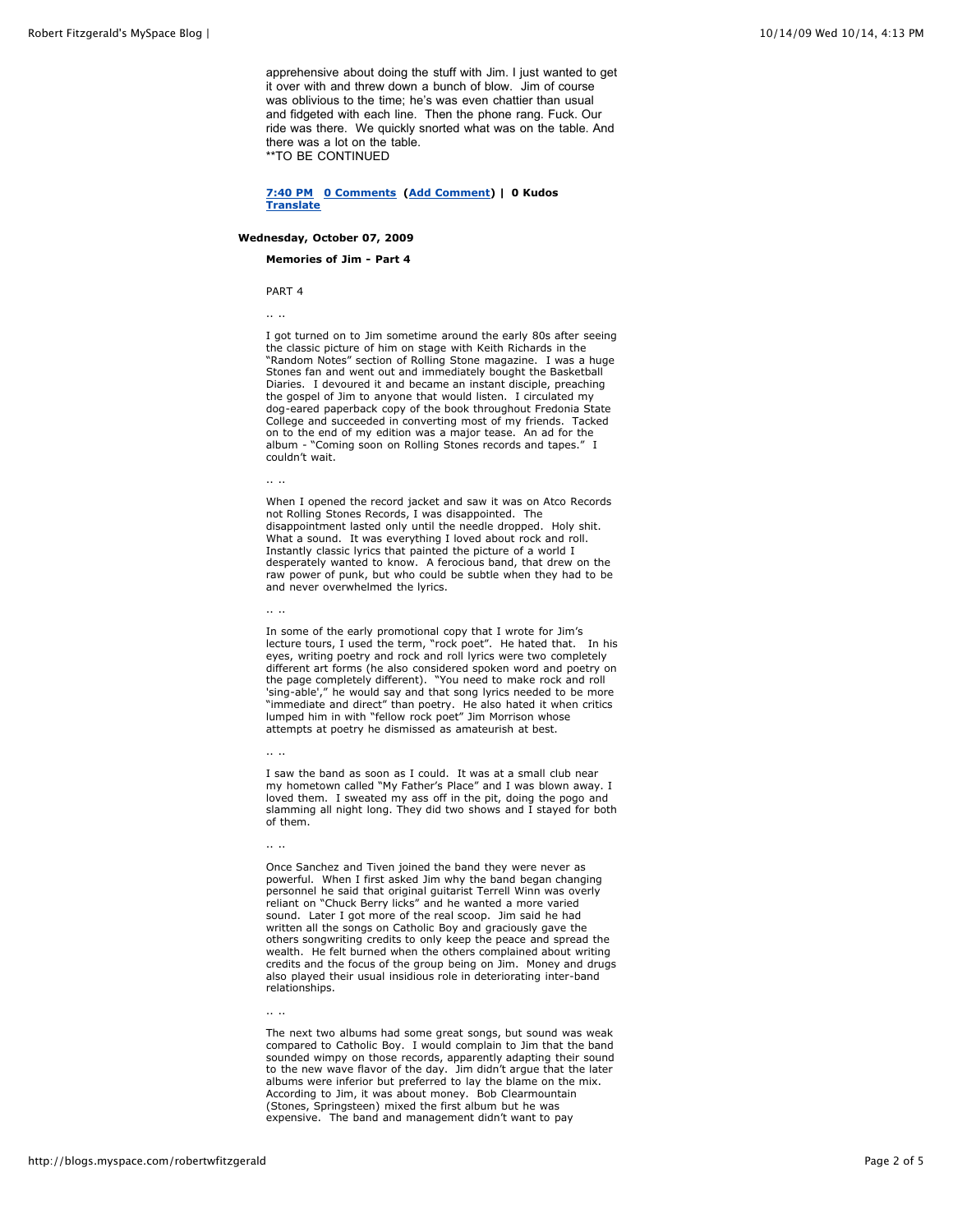apprehensive about doing the stuff with Jim. I just wanted to get it over with and threw down a bunch of blow. Jim of course was oblivious to the time; he's was even chattier than usual and fidgeted with each line. Then the phone rang. Fuck. Our ride was there. We quickly snorted what was on the table. And there was a lot on the table.
**TO BE CONTINUED

**7:40 PM** **0 Comments** **(Add Comment)** | **0 Kudos**
**Translate**

**Wednesday, October 07, 2009**

### Memories of Jim - Part 4

PART 4

.. ..

I got turned on to Jim sometime around the early 80s after seeing the classic picture of him on stage with Keith Richards in the "Random Notes" section of Rolling Stone magazine. I was a huge Stones fan and went out and immediately bought the Basketball Diaries. I devoured it and became an instant disciple, preaching the gospel of Jim to anyone that would listen. I circulated my dog-eared paperback copy of the book throughout Fredonia State College and succeeded in converting most of my friends. Tacked on to the end of my edition was a major tease. An ad for the album - "Coming soon on Rolling Stones records and tapes." I couldn't wait.

.. ..

When I opened the record jacket and saw it was on Atco Records not Rolling Stones Records, I was disappointed. The disappointment lasted only until the needle dropped. Holy shit. What a sound. It was everything I loved about rock and roll. Instantly classic lyrics that painted the picture of a world I desperately wanted to know. A ferocious band, that drew on the raw power of punk, but who could be subtle when they had to be and never overwhelmed the lyrics.

.. ..

In some of the early promotional copy that I wrote for Jim's lecture tours, I used the term, "rock poet". He hated that. In his eyes, writing poetry and rock and roll lyrics were two completely different art forms (he also considered spoken word and poetry on the page completely different). "You need to make rock and roll 'sing-able'," he would say and that song lyrics needed to be more "immediate and direct" than poetry. He also hated it when critics lumped him in with "fellow rock poet" Jim Morrison whose attempts at poetry he dismissed as amateurish at best.

.. ..

I saw the band as soon as I could. It was at a small club near my hometown called "My Father's Place" and I was blown away. I loved them. I sweated my ass off in the pit, doing the pogo and slamming all night long. They did two shows and I stayed for both of them.

.. ..

Once Sanchez and Tiven joined the band they were never as powerful. When I first asked Jim why the band began changing personnel he said that original guitarist Terrell Winn was overly reliant on "Chuck Berry licks" and he wanted a more varied sound. Later I got more of the real scoop. Jim said he had written all the songs on Catholic Boy and graciously gave the others songwriting credits to only keep the peace and spread the wealth. He felt burned when the others complained about writing credits and the focus of the group being on Jim. Money and drugs also played their usual insidious role in deteriorating inter-band relationships.

.. ..

The next two albums had some great songs, but sound was weak compared to Catholic Boy. I would complain to Jim that the band sounded wimpy on those records, apparently adapting their sound to the new wave flavor of the day. Jim didn't argue that the later albums were inferior but preferred to lay the blame on the mix. According to Jim, it was about money. Bob Clearmountain (Stones, Springsteen) mixed the first album but he was expensive. The band and management didn't want to pay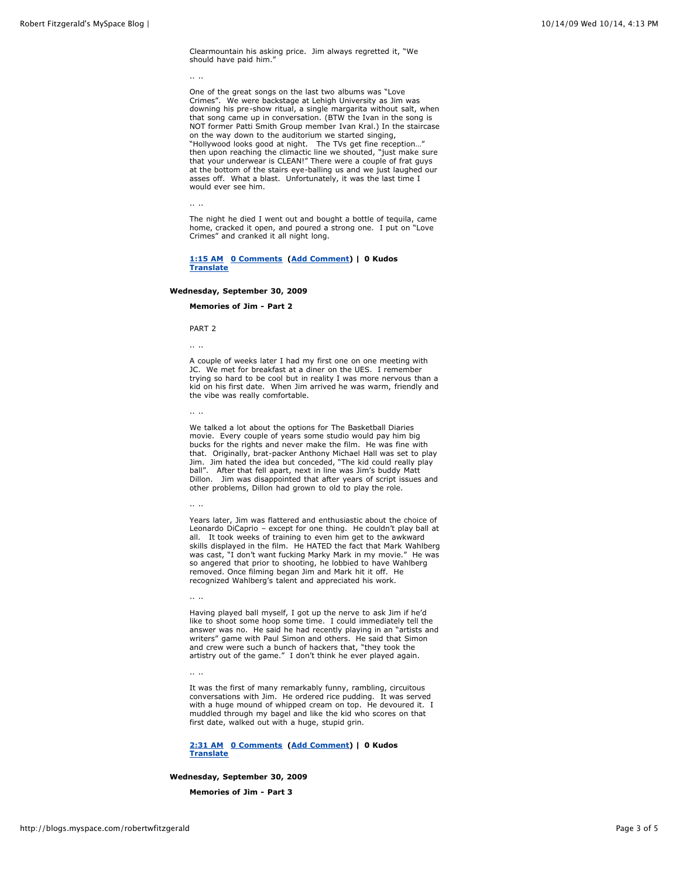Clearmountain his asking price. Jim always regretted it, "We should have paid him."

.. ..

One of the great songs on the last two albums was "Love Crimes". We were backstage at Lehigh University as Jim was downing his pre-show ritual, a single margarita without salt, when that song came up in conversation. (BTW the Ivan in the song is NOT former Patti Smith Group member Ivan Kral.) In the staircase on the way down to the auditorium we started singing, "Hollywood looks good at night. The TVs get fine reception…" then upon reaching the climactic line we shouted, "just make sure that your underwear is CLEAN!" There were a couple of frat guys at the bottom of the stairs eye-balling us and we just laughed our asses off. What a blast. Unfortunately, it was the last time I would ever see him.

.. ..

The night he died I went out and bought a bottle of tequila, came home, cracked it open, and poured a strong one. I put on "Love Crimes" and cranked it all night long.

**1:15 AM** **0 Comments** **(Add Comment)** | **0 Kudos**
**Translate**

**Wednesday, September 30, 2009**

**Memories of Jim - Part 2**

PART 2

.. ..

A couple of weeks later I had my first one on one meeting with JC. We met for breakfast at a diner on the UES. I remember trying so hard to be cool but in reality I was more nervous than a kid on his first date. When Jim arrived he was warm, friendly and the vibe was really comfortable.

.. ..

We talked a lot about the options for The Basketball Diaries movie. Every couple of years some studio would pay him big bucks for the rights and never make the film. He was fine with that. Originally, brat-packer Anthony Michael Hall was set to play Jim. Jim hated the idea but conceded, "The kid could really play ball". After that fell apart, next in line was Jim's buddy Matt Dillon. Jim was disappointed that after years of script issues and other problems, Dillon had grown to old to play the role.

.. ..

Years later, Jim was flattered and enthusiastic about the choice of Leonardo DiCaprio – except for one thing. He couldn't play ball at all. It took weeks of training to even him get to the awkward skills displayed in the film. He HATED the fact that Mark Wahlberg was cast, "I don't want fucking Marky Mark in my movie." He was so angered that prior to shooting, he lobbied to have Wahlberg removed. Once filming began Jim and Mark hit it off. He recognized Wahlberg's talent and appreciated his work.

.. ..

Having played ball myself, I got up the nerve to ask Jim if he'd like to shoot some hoop some time. I could immediately tell the answer was no. He said he had recently playing in an "artists and writers" game with Paul Simon and others. He said that Simon and crew were such a bunch of hackers that, "they took the artistry out of the game." I don't think he ever played again.

.. ..

It was the first of many remarkably funny, rambling, circuitous conversations with Jim. He ordered rice pudding. It was served with a huge mound of whipped cream on top. He devoured it. I muddled through my bagel and like the kid who scores on that first date, walked out with a huge, stupid grin.

**2:31 AM** **0 Comments** **(Add Comment)** | **0 Kudos**
**Translate**

**Wednesday, September 30, 2009**

**Memories of Jim - Part 3**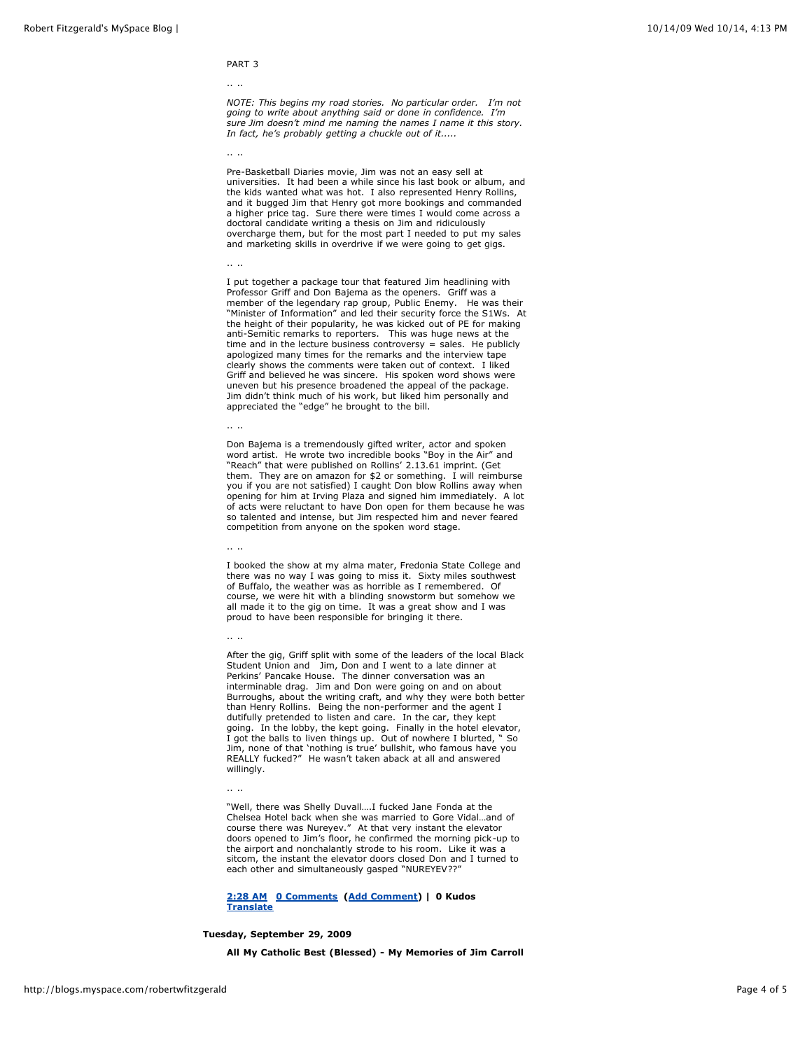PART 3

.. ..

*NOTE: This begins my road stories. No particular order. I'm not going to write about anything said or done in confidence. I'm sure Jim doesn't mind me naming the names I name it this story. In fact, he's probably getting a chuckle out of it.....*

.. ..

Pre-Basketball Diaries movie, Jim was not an easy sell at universities. It had been a while since his last book or album, and the kids wanted what was hot. I also represented Henry Rollins, and it bugged Jim that Henry got more bookings and commanded a higher price tag. Sure there were times I would come across a doctoral candidate writing a thesis on Jim and ridiculously overcharge them, but for the most part I needed to put my sales and marketing skills in overdrive if we were going to get gigs.

.. ..

I put together a package tour that featured Jim headlining with Professor Griff and Don Bajema as the openers. Griff was a member of the legendary rap group, Public Enemy. He was their "Minister of Information" and led their security force the S1Ws. At the height of their popularity, he was kicked out of PE for making anti-Semitic remarks to reporters. This was huge news at the time and in the lecture business controversy = sales. He publicly apologized many times for the remarks and the interview tape clearly shows the comments were taken out of context. I liked Griff and believed he was sincere. His spoken word shows were uneven but his presence broadened the appeal of the package. Jim didn't think much of his work, but liked him personally and appreciated the "edge" he brought to the bill.

.. ..

Don Bajema is a tremendously gifted writer, actor and spoken word artist. He wrote two incredible books "Boy in the Air" and "Reach" that were published on Rollins' 2.13.61 imprint. (Get them. They are on amazon for $2 or something. I will reimburse you if you are not satisfied) I caught Don blow Rollins away when opening for him at Irving Plaza and signed him immediately. A lot of acts were reluctant to have Don open for them because he was so talented and intense, but Jim respected him and never feared competition from anyone on the spoken word stage.

.. ..

I booked the show at my alma mater, Fredonia State College and there was no way I was going to miss it. Sixty miles southwest of Buffalo, the weather was as horrible as I remembered. Of course, we were hit with a blinding snowstorm but somehow we all made it to the gig on time. It was a great show and I was proud to have been responsible for bringing it there.

.. ..

After the gig, Griff split with some of the leaders of the local Black Student Union and Jim, Don and I went to a late dinner at Perkins' Pancake House. The dinner conversation was an interminable drag. Jim and Don were going on and on about Burroughs, about the writing craft, and why they were both better than Henry Rollins. Being the non-performer and the agent I dutifully pretended to listen and care. In the car, they kept going. In the lobby, the kept going. Finally in the hotel elevator, I got the balls to liven things up. Out of nowhere I blurted, " So Jim, none of that 'nothing is true' bullshit, who famous have you REALLY fucked?" He wasn't taken aback at all and answered willingly.

.. ..

"Well, there was Shelly Duvall….I fucked Jane Fonda at the Chelsea Hotel back when she was married to Gore Vidal…and of course there was Nureyev." At that very instant the elevator doors opened to Jim's floor, he confirmed the morning pick-up to the airport and nonchalantly strode to his room. Like it was a sitcom, the instant the elevator doors closed Don and I turned to each other and simultaneously gasped "NUREYEV??"

**2:28 AM** **0 Comments** **(Add Comment) | 0 Kudos**
**Translate**

**Tuesday, September 29, 2009**

**All My Catholic Best (Blessed) - My Memories of Jim Carroll**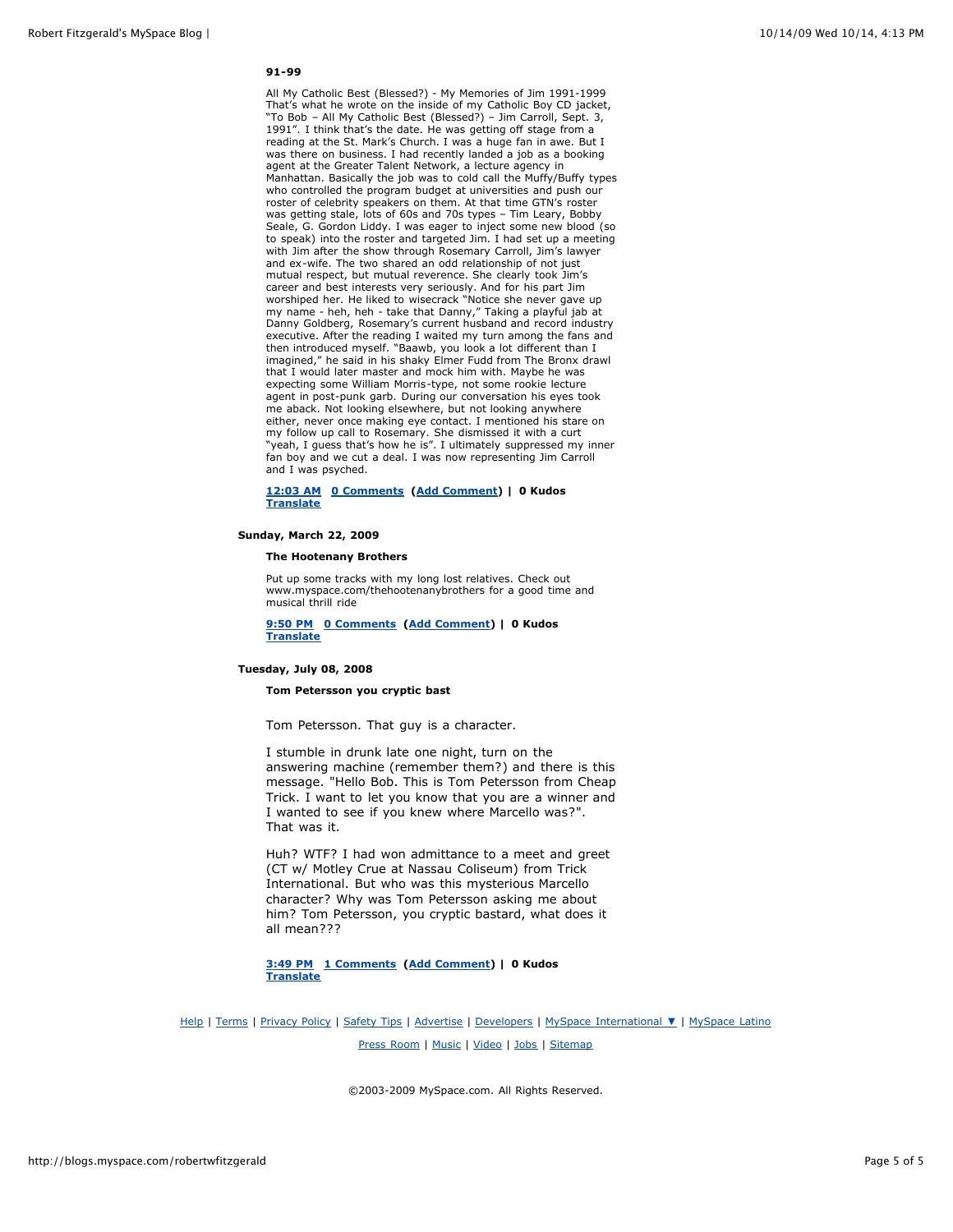**91-99**

All My Catholic Best (Blessed?) - My Memories of Jim 1991-1999 That's what he wrote on the inside of my Catholic Boy CD jacket, "To Bob – All My Catholic Best (Blessed?) – Jim Carroll, Sept. 3, 1991". I think that's the date. He was getting off stage from a reading at the St. Mark's Church. I was a huge fan in awe. But I was there on business. I had recently landed a job as a booking agent at the Greater Talent Network, a lecture agency in Manhattan. Basically the job was to cold call the Muffy/Buffy types who controlled the program budget at universities and push our roster of celebrity speakers on them. At that time GTN's roster was getting stale, lots of 60s and 70s types – Tim Leary, Bobby Seale, G. Gordon Liddy. I was eager to inject some new blood (so to speak) into the roster and targeted Jim. I had set up a meeting with Jim after the show through Rosemary Carroll, Jim's lawyer and ex-wife. The two shared an odd relationship of not just mutual respect, but mutual reverence. She clearly took Jim's career and best interests very seriously. And for his part Jim worshiped her. He liked to wisecrack "Notice she never gave up my name - heh, heh - take that Danny," Taking a playful jab at Danny Goldberg, Rosemary's current husband and record industry executive. After the reading I waited my turn among the fans and then introduced myself. "Baawb, you look a lot different than I imagined," he said in his shaky Elmer Fudd from The Bronx drawl that I would later master and mock him with. Maybe he was expecting some William Morris-type, not some rookie lecture agent in post-punk garb. During our conversation his eyes took me aback. Not looking elsewhere, but not looking anywhere either, never once making eye contact. I mentioned his stare on my follow up call to Rosemary. She dismissed it with a curt "yeah, I guess that's how he is". I ultimately suppressed my inner fan boy and we cut a deal. I was now representing Jim Carroll and I was psyched.

**12:03 AM** **0 Comments** **(Add Comment) | 0 Kudos**
**Translate**

**Sunday, March 22, 2009**

**The Hootenany Brothers**

Put up some tracks with my long lost relatives. Check out www.myspace.com/thehootenanybrothers for a good time and musical thrill ride

**9:50 PM** **0 Comments** **(Add Comment) | 0 Kudos**
**Translate**

**Tuesday, July 08, 2008**

**Tom Petersson you cryptic bast**

Tom Petersson. That guy is a character.

I stumble in drunk late one night, turn on the answering machine (remember them?) and there is this message. "Hello Bob. This is Tom Petersson from Cheap Trick. I want to let you know that you are a winner and I wanted to see if you knew where Marcello was?". That was it.

Huh? WTF? I had won admittance to a meet and greet (CT w/ Motley Crue at Nassau Coliseum) from Trick International. But who was this mysterious Marcello character? Why was Tom Petersson asking me about him? Tom Petersson, you cryptic bastard, what does it all mean???

**3:49 PM** **1 Comments** **(Add Comment) | 0 Kudos**
**Translate**

Help | Terms | Privacy Policy | Safety Tips | Advertise | Developers | MySpace International ▼ | MySpace Latino

Press Room | Music | Video | Jobs | Sitemap

©2003-2009 MySpace.com. All Rights Reserved.